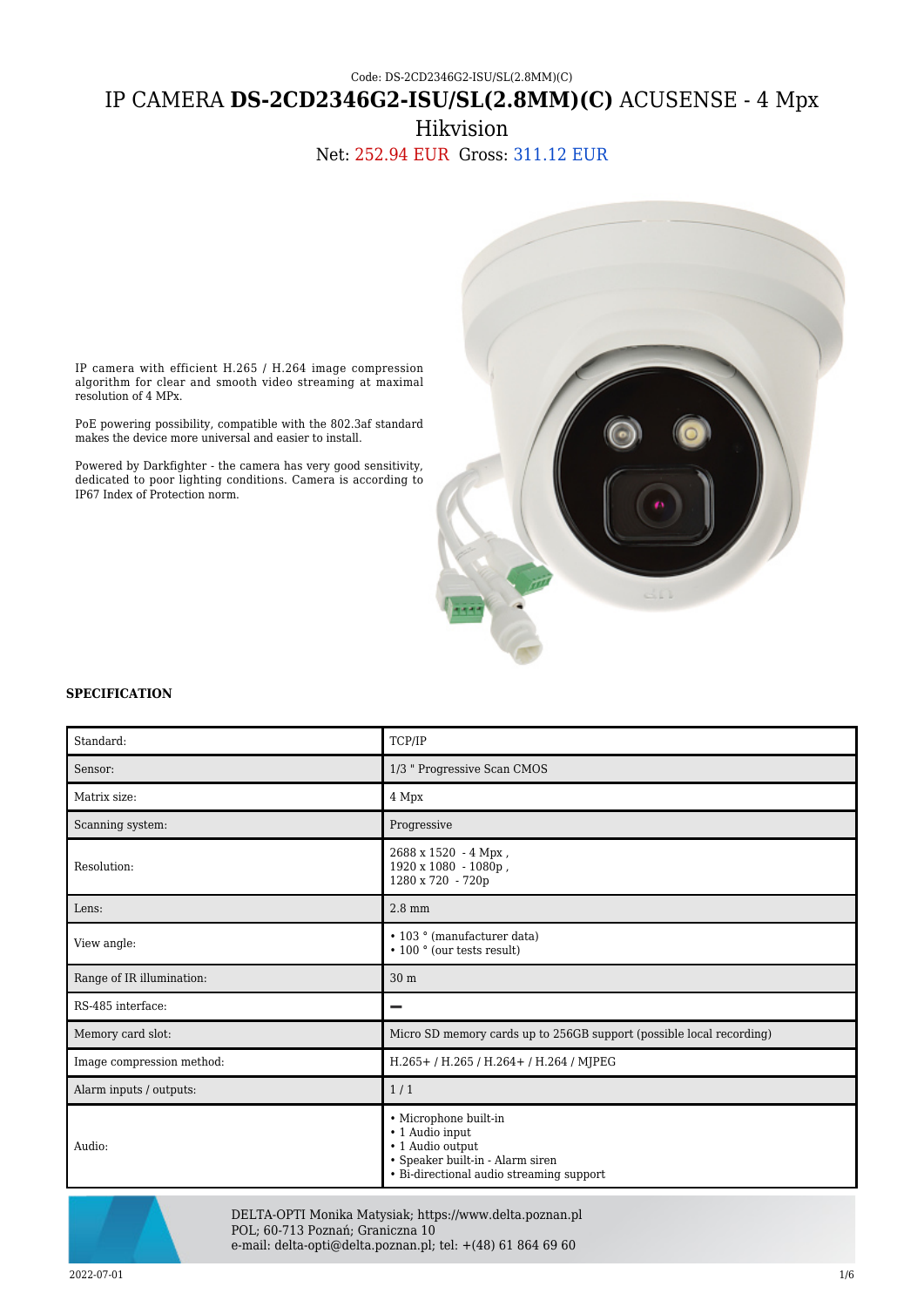Code: DS-2CD2346G2-ISU/SL(2.8MM)(C)

# IP CAMERA **DS-2CD2346G2-ISU/SL(2.8MM)(C)** ACUSENSE - 4 Mpx Hikvision

Net: 252.94 EUR Gross: 311.12 EUR

IP camera with efficient H.265 / H.264 image compression algorithm for clear and smooth video streaming at maximal resolution of 4 MPx.

PoE powering possibility, compatible with the 802.3af standard makes the device more universal and easier to install.

Powered by Darkfighter - the camera has very good sensitivity, dedicated to poor lighting conditions. Camera is according to IP67 Index of Protection norm.

**SPECIFICATION**

| | |
|---|---|
| Standard: | TCP/IP |
| Sensor: | 1/3 " Progressive Scan CMOS |
| Matrix size: | 4 Mpx |
| Scanning system: | Progressive |
| Resolution: | 2688 x 1520 - 4 Mpx , 1920 x 1080 - 1080p , 1280 x 720 - 720p |
| Lens: | 2.8 mm |
| View angle: | • 103 ° (manufacturer data) • 100 ° (our tests result) |
| Range of IR illumination: | 30 m |
| RS-485 interface: | – |
| Memory card slot: | Micro SD memory cards up to 256GB support (possible local recording) |
| Image compression method: | H.265+ / H.265 / H.264+ / H.264 / MJPEG |
| Alarm inputs / outputs: | 1 / 1 |
| Audio: | • Microphone built-in • 1 Audio input • 1 Audio output • Speaker built-in - Alarm siren • Bi-directional audio streaming support |

DELTA-OPTI Monika Matysiak; https://www.delta.poznan.pl
POL; 60-713 Poznań; Graniczna 10
e-mail: delta-opti@delta.poznan.pl; tel: +(48) 61 864 69 60

2022-07-01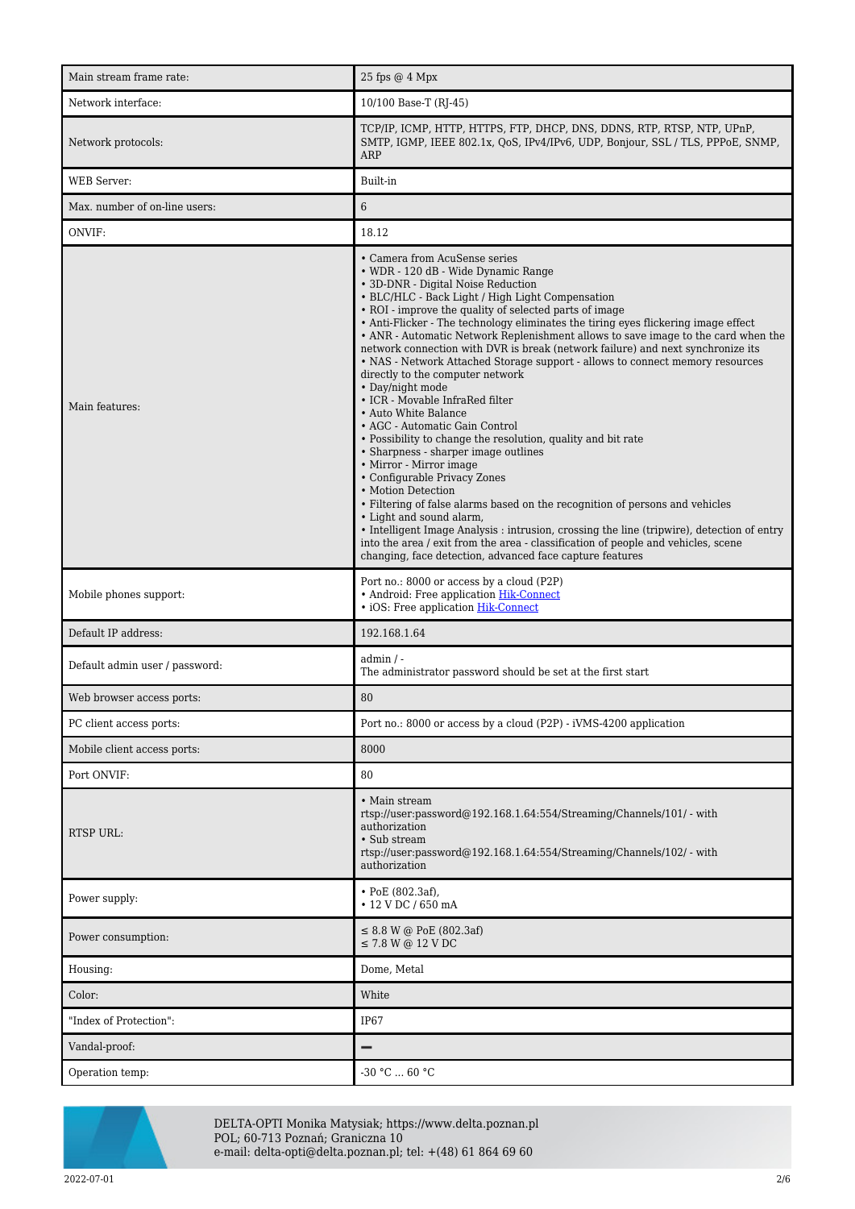| | |
|---|---|
| Main stream frame rate: | 25 fps @ 4 Mpx |
| Network interface: | 10/100 Base-T (RJ-45) |
| Network protocols: | TCP/IP, ICMP, HTTP, HTTPS, FTP, DHCP, DNS, DDNS, RTP, RTSP, NTP, UPnP, SMTP, IGMP, IEEE 802.1x, QoS, IPv4/IPv6, UDP, Bonjour, SSL / TLS, PPPoE, SNMP, ARP |
| WEB Server: | Built-in |
| Max. number of on-line users: | 6 |
| ONVIF: | 18.12 |
| Main features: | • Camera from AcuSense series<br>• WDR - 120 dB - Wide Dynamic Range<br>• 3D-DNR - Digital Noise Reduction<br>• BLC/HLC - Back Light / High Light Compensation<br>• ROI - improve the quality of selected parts of image<br>• Anti-Flicker - The technology eliminates the tiring eyes flickering image effect<br>• ANR - Automatic Network Replenishment allows to save image to the card when the network connection with DVR is break (network failure) and next synchronize its<br>• NAS - Network Attached Storage support - allows to connect memory resources directly to the computer network<br>• Day/night mode<br>• ICR - Movable InfraRed filter<br>• Auto White Balance<br>• AGC - Automatic Gain Control<br>• Possibility to change the resolution, quality and bit rate<br>• Sharpness - sharper image outlines<br>• Mirror - Mirror image<br>• Configurable Privacy Zones<br>• Motion Detection<br>• Filtering of false alarms based on the recognition of persons and vehicles<br>• Light and sound alarm,<br>• Intelligent Image Analysis : intrusion, crossing the line (tripwire), detection of entry into the area / exit from the area - classification of people and vehicles, scene changing, face detection, advanced face capture features |
| Mobile phones support: | Port no.: 8000 or access by a cloud (P2P)<br>• Android: Free application Hik-Connect<br>• iOS: Free application Hik-Connect |
| Default IP address: | 192.168.1.64 |
| Default admin user / password: | admin / -<br>The administrator password should be set at the first start |
| Web browser access ports: | 80 |
| PC client access ports: | Port no.: 8000 or access by a cloud (P2P) - iVMS-4200 application |
| Mobile client access ports: | 8000 |
| Port ONVIF: | 80 |
| RTSP URL: | • Main stream<br>rtsp://user:password@192.168.1.64:554/Streaming/Channels/101/ - with authorization<br>• Sub stream<br>rtsp://user:password@192.168.1.64:554/Streaming/Channels/102/ - with authorization |
| Power supply: | • PoE (802.3af),<br>• 12 V DC / 650 mA |
| Power consumption: | ≤ 8.8 W @ PoE (802.3af)<br>≤ 7.8 W @ 12 V DC |
| Housing: | Dome, Metal |
| Color: | White |
| "Index of Protection": | IP67 |
| Vandal-proof: | – |
| Operation temp: | -30 °C ... 60 °C |

DELTA-OPTI Monika Matysiak; https://www.delta.poznan.pl
POL; 60-713 Poznań; Graniczna 10
e-mail: delta-opti@delta.poznan.pl; tel: +(48) 61 864 69 60

2022-07-01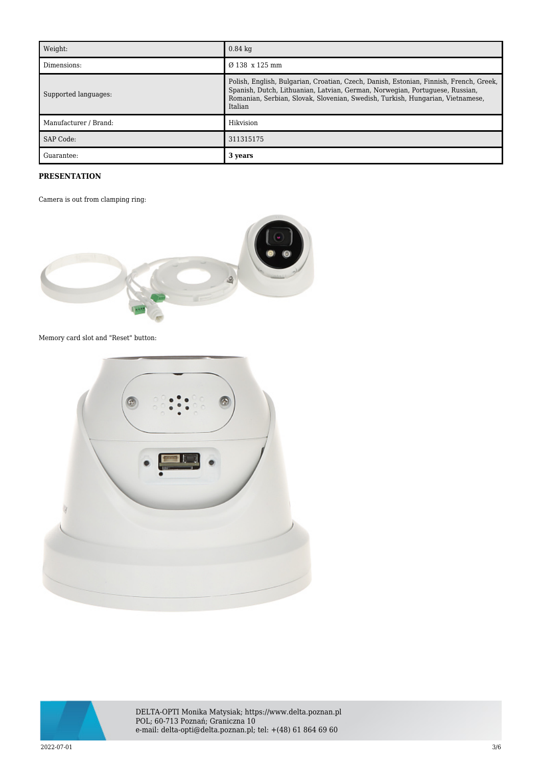| Weight: | 0.84 kg |
|---|---|
| Dimensions: | Ø 138 x 125 mm |
| Supported languages: | Polish, English, Bulgarian, Croatian, Czech, Danish, Estonian, Finnish, French, Greek, Spanish, Dutch, Lithuanian, Latvian, German, Norwegian, Portuguese, Russian, Romanian, Serbian, Slovak, Slovenian, Swedish, Turkish, Hungarian, Vietnamese, Italian |
| Manufacturer / Brand: | Hikvision |
| SAP Code: | 311315175 |
| Guarantee: | **3 years** |

**PRESENTATION**

Camera is out from clamping ring:

Memory card slot and "Reset" button:

DELTA-OPTI Monika Matysiak; https://www.delta.poznan.pl
POL; 60-713 Poznań; Graniczna 10
e-mail: delta-opti@delta.poznan.pl; tel: +(48) 61 864 69 60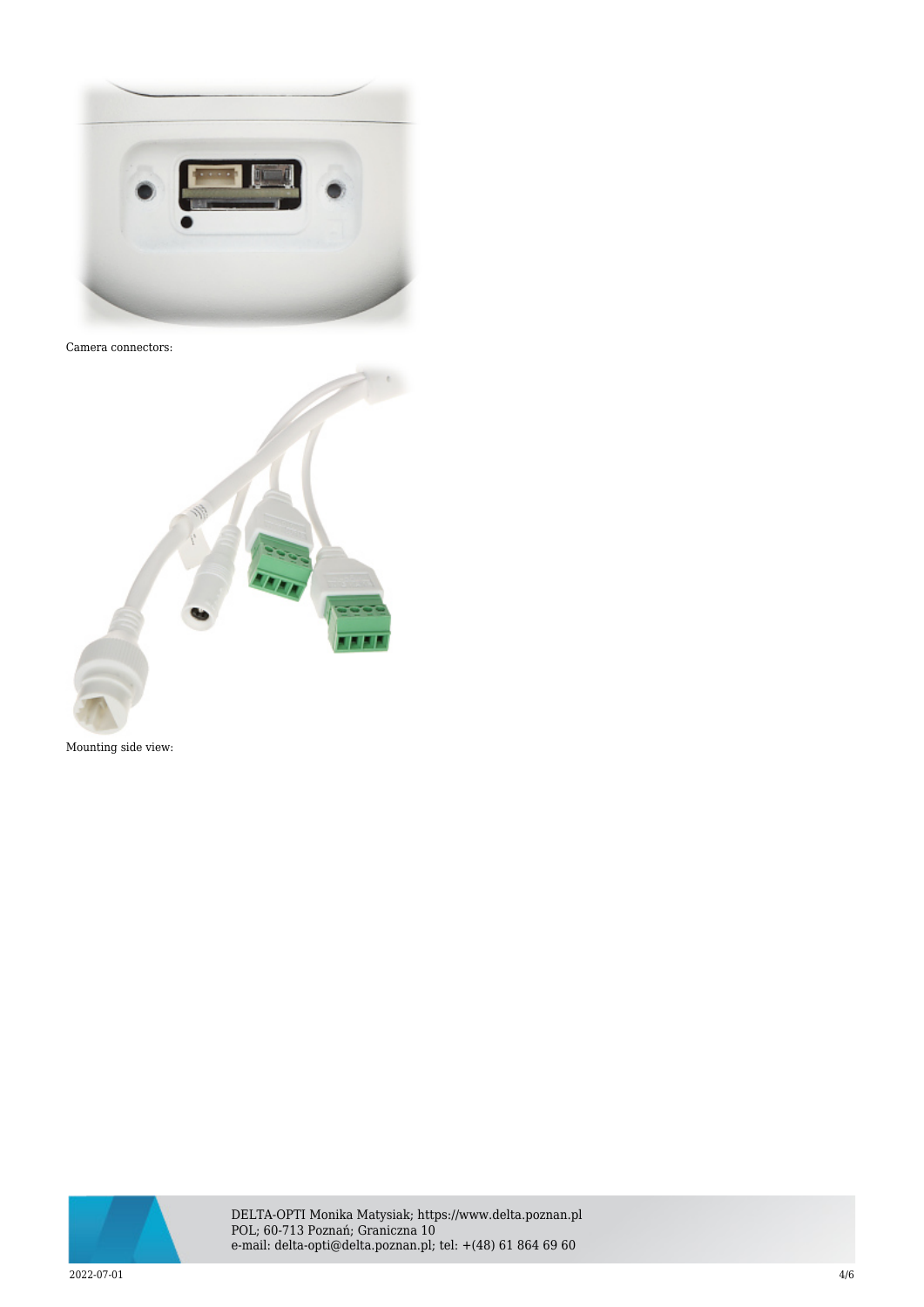Camera connectors:

Mounting side view: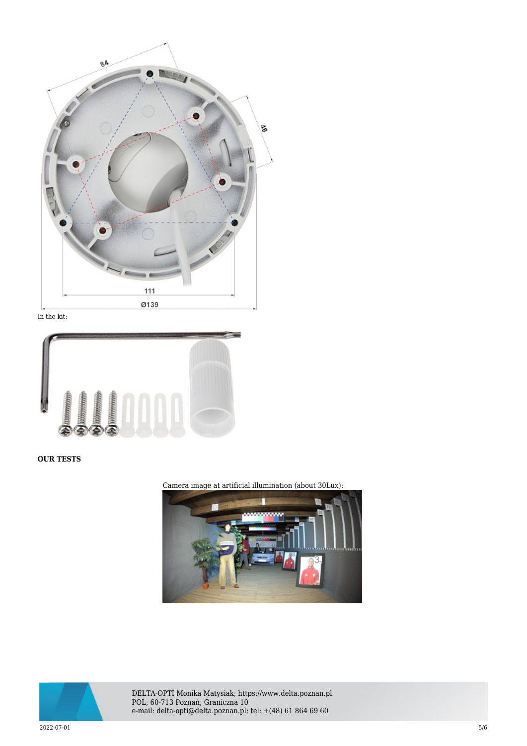In the kit:

**OUR TESTS**

Camera image at artificial illumination (about 30Lux):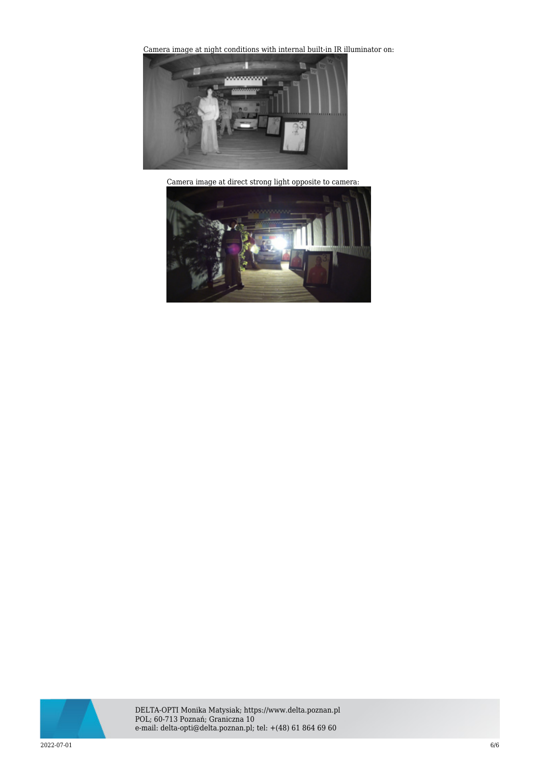Camera image at night conditions with internal built-in IR illuminator on:

Camera image at direct strong light opposite to camera: